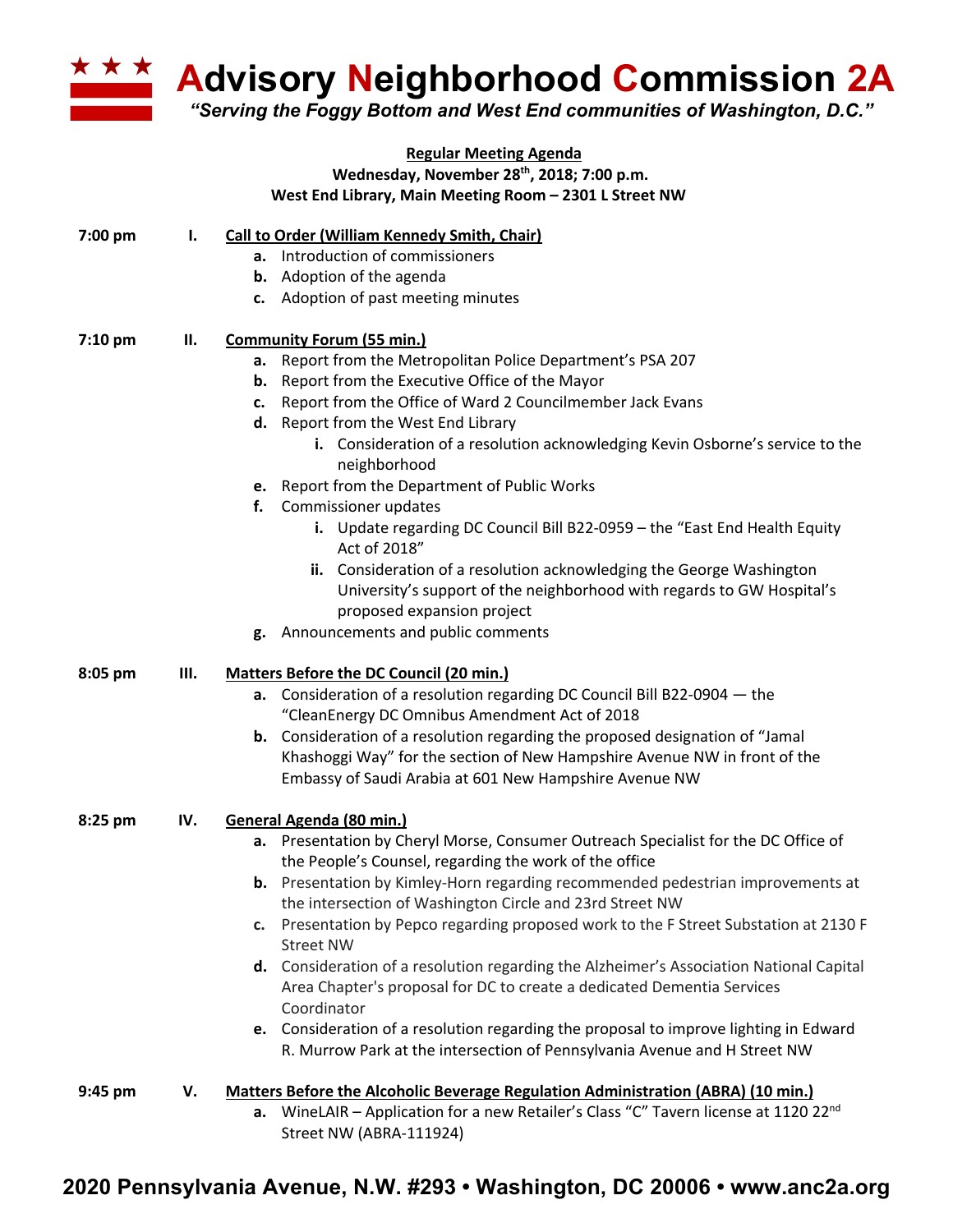# Advisory Neighborhood Commission 2A

*"Serving the Foggy Bottom and West End communities of Washington, D.C."*

**Regular Meeting Agenda**
**Wednesday, November 28th, 2018; 7:00 p.m.**
**West End Library, Main Meeting Room – 2301 L Street NW**

**7:00 pm — I. Call to Order (William Kennedy Smith, Chair)**

- **a.** Introduction of commissioners
- **b.** Adoption of the agenda
- **c.** Adoption of past meeting minutes

**7:10 pm — II. Community Forum (55 min.)**

- **a.** Report from the Metropolitan Police Department's PSA 207
- **b.** Report from the Executive Office of the Mayor
- **c.** Report from the Office of Ward 2 Councilmember Jack Evans
- **d.** Report from the West End Library
  - **i.** Consideration of a resolution acknowledging Kevin Osborne's service to the neighborhood
- **e.** Report from the Department of Public Works
- **f.** Commissioner updates
  - **i.** Update regarding DC Council Bill B22-0959 – the "East End Health Equity Act of 2018"
  - **ii.** Consideration of a resolution acknowledging the George Washington University's support of the neighborhood with regards to GW Hospital's proposed expansion project
- **g.** Announcements and public comments

**8:05 pm — III. Matters Before the DC Council (20 min.)**

- **a.** Consideration of a resolution regarding DC Council Bill B22-0904 — the "CleanEnergy DC Omnibus Amendment Act of 2018
- **b.** Consideration of a resolution regarding the proposed designation of "Jamal Khashoggi Way" for the section of New Hampshire Avenue NW in front of the Embassy of Saudi Arabia at 601 New Hampshire Avenue NW

**8:25 pm — IV. General Agenda (80 min.)**

- **a.** Presentation by Cheryl Morse, Consumer Outreach Specialist for the DC Office of the People's Counsel, regarding the work of the office
- **b.** Presentation by Kimley-Horn regarding recommended pedestrian improvements at the intersection of Washington Circle and 23rd Street NW
- **c.** Presentation by Pepco regarding proposed work to the F Street Substation at 2130 F Street NW
- **d.** Consideration of a resolution regarding the Alzheimer's Association National Capital Area Chapter's proposal for DC to create a dedicated Dementia Services Coordinator
- **e.** Consideration of a resolution regarding the proposal to improve lighting in Edward R. Murrow Park at the intersection of Pennsylvania Avenue and H Street NW

**9:45 pm — V. Matters Before the Alcoholic Beverage Regulation Administration (ABRA) (10 min.)**

- **a.** WineLAIR – Application for a new Retailer's Class "C" Tavern license at 1120 22nd Street NW (ABRA-111924)

**2020 Pennsylvania Avenue, N.W. #293 • Washington, DC 20006 • www.anc2a.org**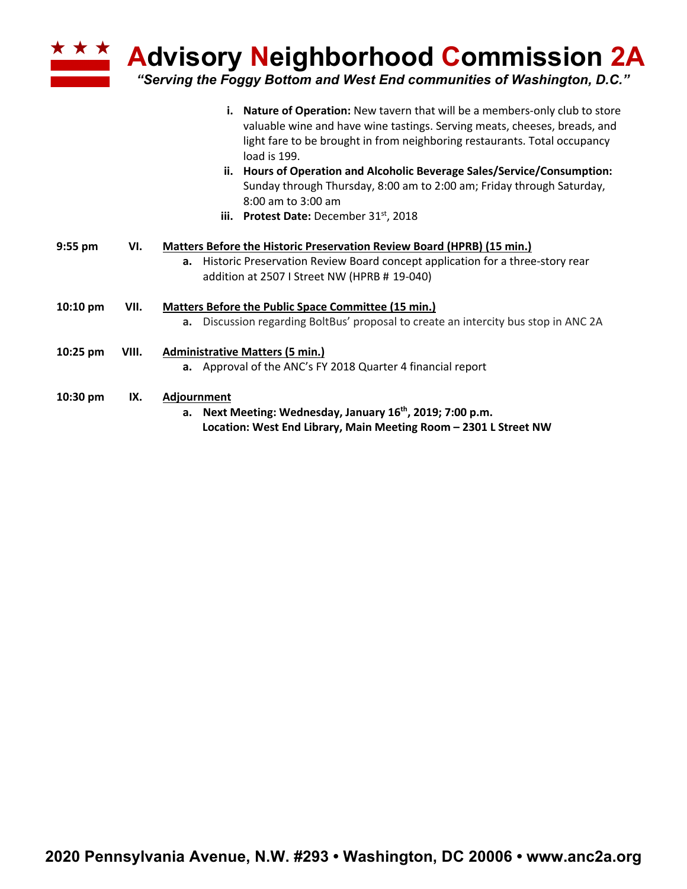i. **Nature of Operation:** New tavern that will be a members-only club to store valuable wine and have wine tastings. Serving meats, cheeses, breads, and light fare to be brought in from neighboring restaurants. Total occupancy load is 199.

ii. **Hours of Operation and Alcoholic Beverage Sales/Service/Consumption:** Sunday through Thursday, 8:00 am to 2:00 am; Friday through Saturday, 8:00 am to 3:00 am

iii. **Protest Date:** December 31st, 2018

**9:55 pm** **VI.** **Matters Before the Historic Preservation Review Board (HPRB) (15 min.)**

- **a.** Historic Preservation Review Board concept application for a three-story rear addition at 2507 I Street NW (HPRB # 19-040)

**10:10 pm** **VII.** **Matters Before the Public Space Committee (15 min.)**

- **a.** Discussion regarding BoltBus' proposal to create an intercity bus stop in ANC 2A

**10:25 pm** **VIII.** **Administrative Matters (5 min.)**

- **a.** Approval of the ANC's FY 2018 Quarter 4 financial report

**10:30 pm** **IX.** **Adjournment**

- **a.** **Next Meeting: Wednesday, January 16th, 2019; 7:00 p.m.**
  **Location: West End Library, Main Meeting Room – 2301 L Street NW**